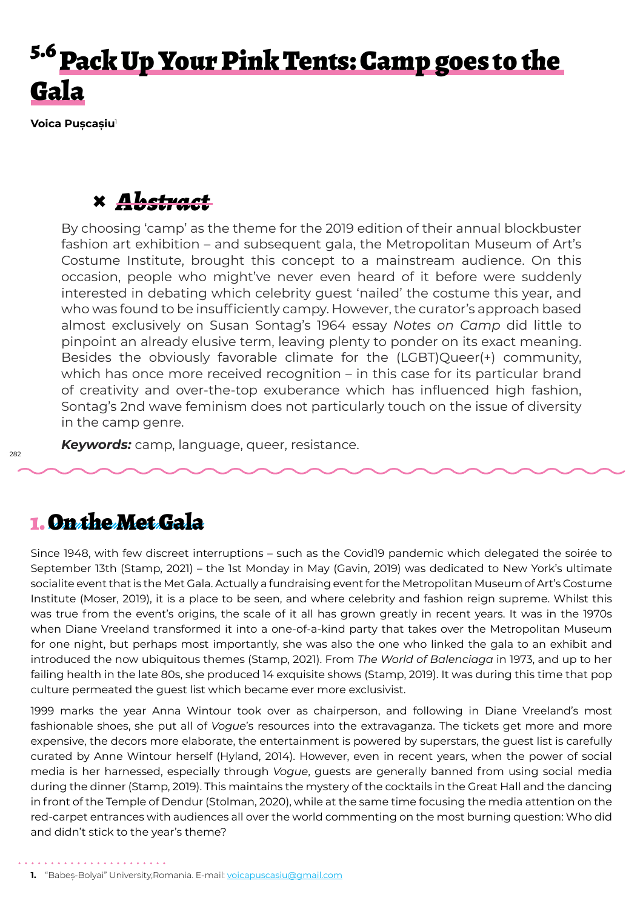# 5.6 Pack Up Your Pink Tents: Camp goes to the Gala

**Voica Pușcașiu**[1]

## Abstract

By choosing 'camp' as the theme for the 2019 edition of their annual blockbuster fashion art exhibition – and subsequent gala, the Metropolitan Museum of Art's Costume Institute, brought this concept to a mainstream audience. On this occasion, people who might've never even heard of it before were suddenly interested in debating which celebrity guest 'nailed' the costume this year, and who was found to be insufficiently campy. However, the curator's approach based almost exclusively on Susan Sontag's 1964 essay *Notes on Camp* did little to pinpoint an already elusive term, leaving plenty to ponder on its exact meaning. Besides the obviously favorable climate for the (LGBT)Queer(+) community, which has once more received recognition – in this case for its particular brand of creativity and over-the-top exuberance which has influenced high fashion, Sontag's 2nd wave feminism does not particularly touch on the issue of diversity in the camp genre.

***Keywords:*** camp, language, queer, resistance.

## 1. On the Met Gala

Since 1948, with few discreet interruptions – such as the Covid19 pandemic which delegated the soirée to September 13th (Stamp, 2021) – the 1st Monday in May (Gavin, 2019) was dedicated to New York's ultimate socialite event that is the Met Gala. Actually a fundraising event for the Metropolitan Museum of Art's Costume Institute (Moser, 2019), it is a place to be seen, and where celebrity and fashion reign supreme. Whilst this was true from the event's origins, the scale of it all has grown greatly in recent years. It was in the 1970s when Diane Vreeland transformed it into a one-of-a-kind party that takes over the Metropolitan Museum for one night, but perhaps most importantly, she was also the one who linked the gala to an exhibit and introduced the now ubiquitous themes (Stamp, 2021). From *The World of Balenciaga* in 1973, and up to her failing health in the late 80s, she produced 14 exquisite shows (Stamp, 2019). It was during this time that pop culture permeated the guest list which became ever more exclusivist.

1999 marks the year Anna Wintour took over as chairperson, and following in Diane Vreeland's most fashionable shoes, she put all of *Vogue*'s resources into the extravaganza. The tickets get more and more expensive, the decors more elaborate, the entertainment is powered by superstars, the guest list is carefully curated by Anne Wintour herself (Hyland, 2014). However, even in recent years, when the power of social media is her harnessed, especially through *Vogue*, guests are generally banned from using social media during the dinner (Stamp, 2019). This maintains the mystery of the cocktails in the Great Hall and the dancing in front of the Temple of Dendur (Stolman, 2020), while at the same time focusing the media attention on the red-carpet entrances with audiences all over the world commenting on the most burning question: Who did and didn't stick to the year's theme?

1. "Babeș-Bolyai" University,Romania. E-mail: voicapuscasiu@gmail.com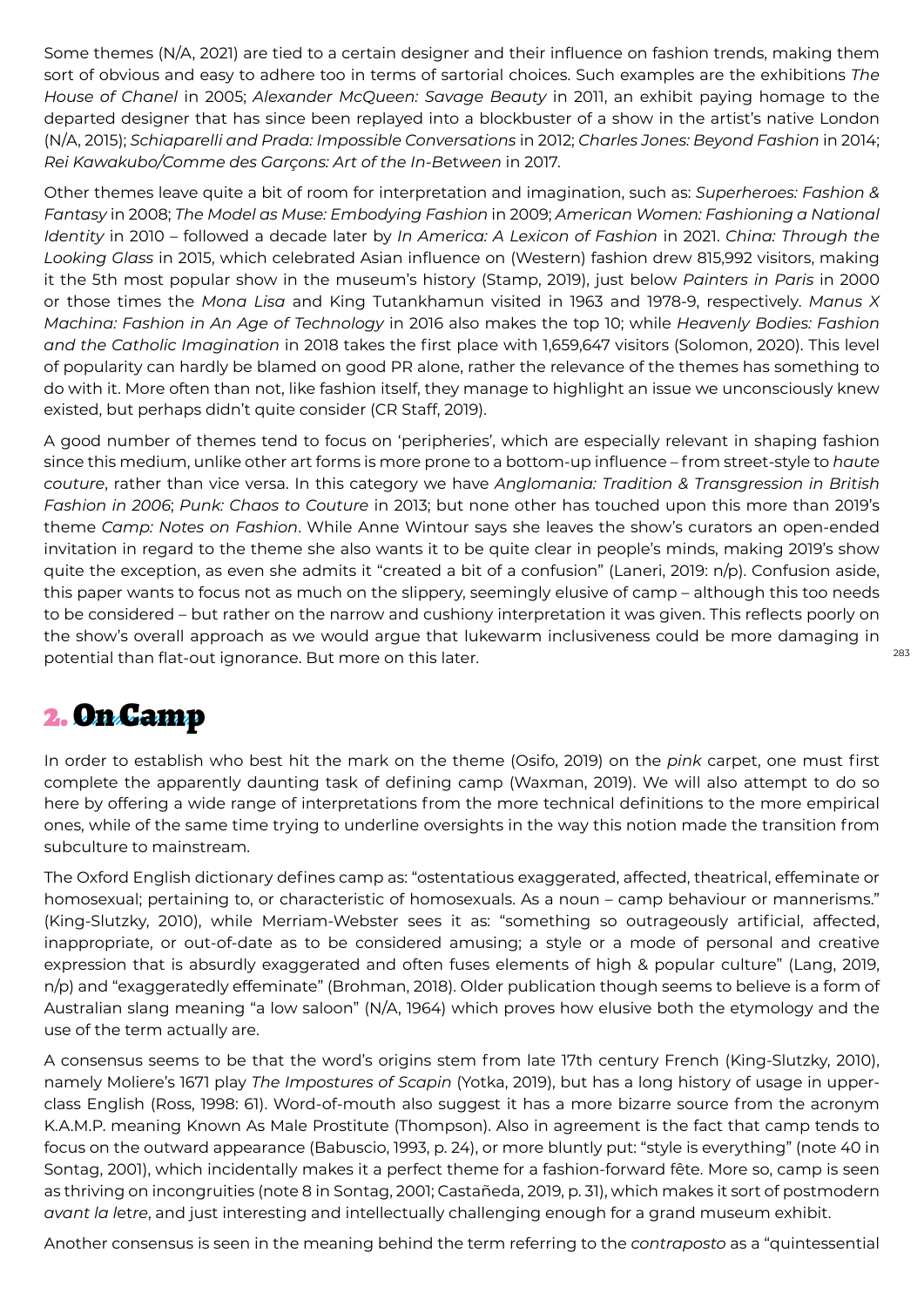Some themes (N/A, 2021) are tied to a certain designer and their influence on fashion trends, making them sort of obvious and easy to adhere too in terms of sartorial choices. Such examples are the exhibitions *The House of Chanel* in 2005; *Alexander McQueen: Savage Beauty* in 2011, an exhibit paying homage to the departed designer that has since been replayed into a blockbuster of a show in the artist's native London (N/A, 2015); *Schiaparelli and Prada: Impossible Conversations* in 2012; *Charles Jones: Beyond Fashion* in 2014; *Rei Kawakubo/Comme des Garçons: Art of the In-Between* in 2017.

Other themes leave quite a bit of room for interpretation and imagination, such as: *Superheroes: Fashion & Fantasy* in 2008; *The Model as Muse: Embodying Fashion* in 2009; *American Women: Fashioning a National Identity* in 2010 – followed a decade later by *In America: A Lexicon of Fashion* in 2021. *China: Through the Looking Glass* in 2015, which celebrated Asian influence on (Western) fashion drew 815,992 visitors, making it the 5th most popular show in the museum's history (Stamp, 2019), just below *Painters in Paris* in 2000 or those times the *Mona Lisa* and King Tutankhamun visited in 1963 and 1978-9, respectively. *Manus X Machina: Fashion in An Age of Technology* in 2016 also makes the top 10; while *Heavenly Bodies: Fashion and the Catholic Imagination* in 2018 takes the first place with 1,659,647 visitors (Solomon, 2020). This level of popularity can hardly be blamed on good PR alone, rather the relevance of the themes has something to do with it. More often than not, like fashion itself, they manage to highlight an issue we unconsciously knew existed, but perhaps didn't quite consider (CR Staff, 2019).

A good number of themes tend to focus on 'peripheries', which are especially relevant in shaping fashion since this medium, unlike other art forms is more prone to a bottom-up influence – from street-style to *haute couture*, rather than vice versa. In this category we have *Anglomania: Tradition & Transgression in British Fashion in 2006*; *Punk: Chaos to Couture* in 2013; but none other has touched upon this more than 2019's theme *Camp: Notes on Fashion*. While Anne Wintour says she leaves the show's curators an open-ended invitation in regard to the theme she also wants it to be quite clear in people's minds, making 2019's show quite the exception, as even she admits it "created a bit of a confusion" (Laneri, 2019: n/p). Confusion aside, this paper wants to focus not as much on the slippery, seemingly elusive of camp – although this too needs to be considered – but rather on the narrow and cushiony interpretation it was given. This reflects poorly on the show's overall approach as we would argue that lukewarm inclusiveness could be more damaging in potential than flat-out ignorance. But more on this later.

## 2. On Camp

In order to establish who best hit the mark on the theme (Osifo, 2019) on the *pink* carpet, one must first complete the apparently daunting task of defining camp (Waxman, 2019). We will also attempt to do so here by offering a wide range of interpretations from the more technical definitions to the more empirical ones, while of the same time trying to underline oversights in the way this notion made the transition from subculture to mainstream.

The Oxford English dictionary defines camp as: "ostentatious exaggerated, affected, theatrical, effeminate or homosexual; pertaining to, or characteristic of homosexuals. As a noun – camp behaviour or mannerisms." (King-Slutzky, 2010), while Merriam-Webster sees it as: "something so outrageously artificial, affected, inappropriate, or out-of-date as to be considered amusing; a style or a mode of personal and creative expression that is absurdly exaggerated and often fuses elements of high & popular culture" (Lang, 2019, n/p) and "exaggeratedly effeminate" (Brohman, 2018). Older publication though seems to believe is a form of Australian slang meaning "a low saloon" (N/A, 1964) which proves how elusive both the etymology and the use of the term actually are.

A consensus seems to be that the word's origins stem from late 17th century French (King-Slutzky, 2010), namely Moliere's 1671 play *The Impostures of Scapin* (Yotka, 2019), but has a long history of usage in upper-class English (Ross, 1998: 61). Word-of-mouth also suggest it has a more bizarre source from the acronym K.A.M.P. meaning Known As Male Prostitute (Thompson). Also in agreement is the fact that camp tends to focus on the outward appearance (Babuscio, 1993, p. 24), or more bluntly put: "style is everything" (note 40 in Sontag, 2001), which incidentally makes it a perfect theme for a fashion-forward fête. More so, camp is seen as thriving on incongruities (note 8 in Sontag, 2001; Castañeda, 2019, p. 31), which makes it sort of postmodern *avant la letre*, and just interesting and intellectually challenging enough for a grand museum exhibit.

Another consensus is seen in the meaning behind the term referring to the *contraposto* as a "quintessential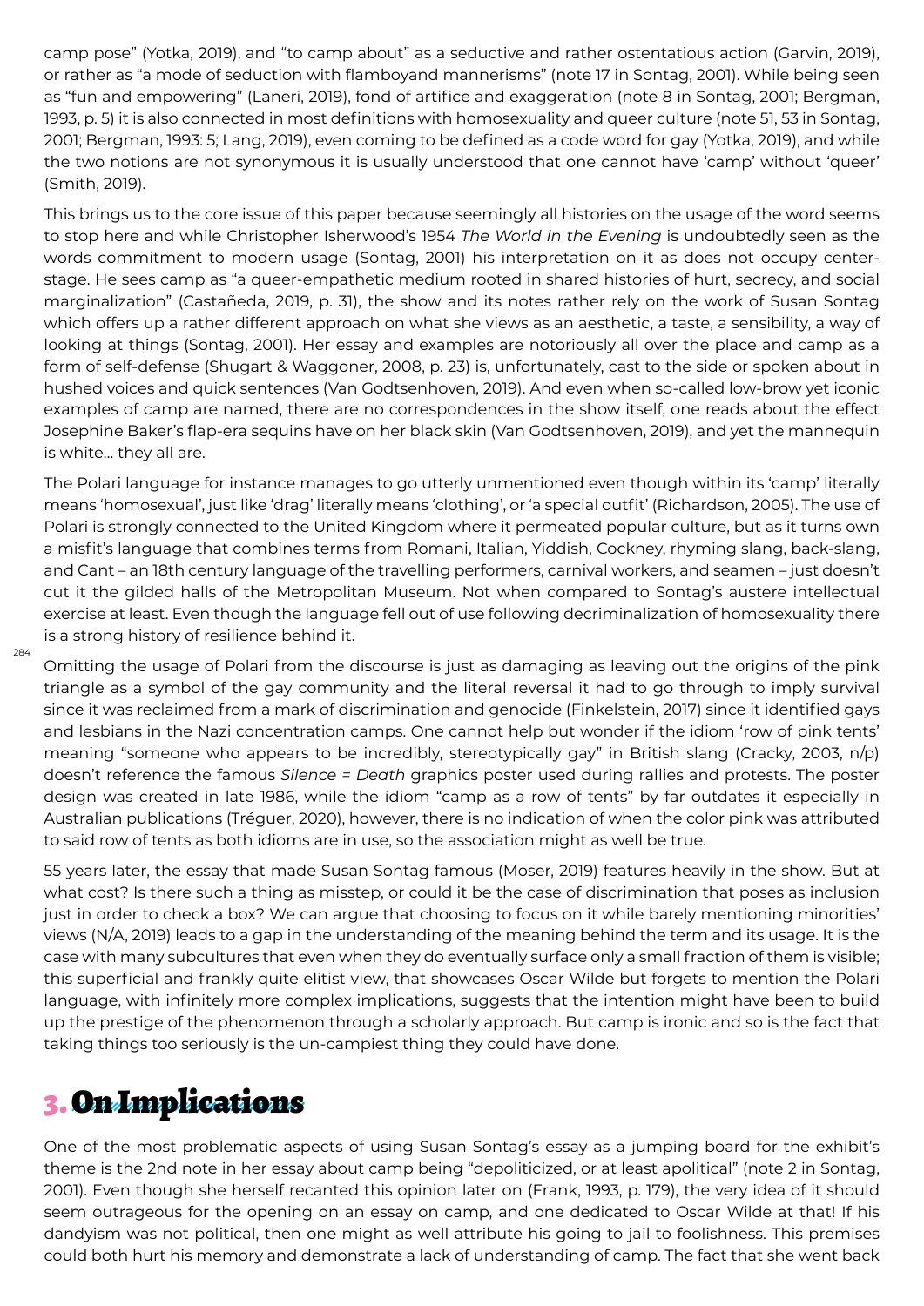camp pose" (Yotka, 2019), and "to camp about" as a seductive and rather ostentatious action (Garvin, 2019), or rather as "a mode of seduction with flamboyand mannerisms" (note 17 in Sontag, 2001). While being seen as "fun and empowering" (Laneri, 2019), fond of artifice and exaggeration (note 8 in Sontag, 2001; Bergman, 1993, p. 5) it is also connected in most definitions with homosexuality and queer culture (note 51, 53 in Sontag, 2001; Bergman, 1993: 5; Lang, 2019), even coming to be defined as a code word for gay (Yotka, 2019), and while the two notions are not synonymous it is usually understood that one cannot have 'camp' without 'queer' (Smith, 2019).

This brings us to the core issue of this paper because seemingly all histories on the usage of the word seems to stop here and while Christopher Isherwood's 1954 *The World in the Evening* is undoubtedly seen as the words commitment to modern usage (Sontag, 2001) his interpretation on it as does not occupy center-stage. He sees camp as "a queer-empathetic medium rooted in shared histories of hurt, secrecy, and social marginalization" (Castañeda, 2019, p. 31), the show and its notes rather rely on the work of Susan Sontag which offers up a rather different approach on what she views as an aesthetic, a taste, a sensibility, a way of looking at things (Sontag, 2001). Her essay and examples are notoriously all over the place and camp as a form of self-defense (Shugart & Waggoner, 2008, p. 23) is, unfortunately, cast to the side or spoken about in hushed voices and quick sentences (Van Godtsenhoven, 2019). And even when so-called low-brow yet iconic examples of camp are named, there are no correspondences in the show itself, one reads about the effect Josephine Baker's flap-era sequins have on her black skin (Van Godtsenhoven, 2019), and yet the mannequin is white... they all are.

The Polari language for instance manages to go utterly unmentioned even though within its 'camp' literally means 'homosexual', just like 'drag' literally means 'clothing', or 'a special outfit' (Richardson, 2005). The use of Polari is strongly connected to the United Kingdom where it permeated popular culture, but as it turns own a misfit's language that combines terms from Romani, Italian, Yiddish, Cockney, rhyming slang, back-slang, and Cant – an 18th century language of the travelling performers, carnival workers, and seamen – just doesn't cut it the gilded halls of the Metropolitan Museum. Not when compared to Sontag's austere intellectual exercise at least. Even though the language fell out of use following decriminalization of homosexuality there is a strong history of resilience behind it.

Omitting the usage of Polari from the discourse is just as damaging as leaving out the origins of the pink triangle as a symbol of the gay community and the literal reversal it had to go through to imply survival since it was reclaimed from a mark of discrimination and genocide (Finkelstein, 2017) since it identified gays and lesbians in the Nazi concentration camps. One cannot help but wonder if the idiom 'row of pink tents' meaning "someone who appears to be incredibly, stereotypically gay" in British slang (Cracky, 2003, n/p) doesn't reference the famous *Silence = Death* graphics poster used during rallies and protests. The poster design was created in late 1986, while the idiom "camp as a row of tents" by far outdates it especially in Australian publications (Tréguer, 2020), however, there is no indication of when the color pink was attributed to said row of tents as both idioms are in use, so the association might as well be true.

55 years later, the essay that made Susan Sontag famous (Moser, 2019) features heavily in the show. But at what cost? Is there such a thing as misstep, or could it be the case of discrimination that poses as inclusion just in order to check a box? We can argue that choosing to focus on it while barely mentioning minorities' views (N/A, 2019) leads to a gap in the understanding of the meaning behind the term and its usage. It is the case with many subcultures that even when they do eventually surface only a small fraction of them is visible; this superficial and frankly quite elitist view, that showcases Oscar Wilde but forgets to mention the Polari language, with infinitely more complex implications, suggests that the intention might have been to build up the prestige of the phenomenon through a scholarly approach. But camp is ironic and so is the fact that taking things too seriously is the un-campiest thing they could have done.

## 3. On Implications

One of the most problematic aspects of using Susan Sontag's essay as a jumping board for the exhibit's theme is the 2nd note in her essay about camp being "depoliticized, or at least apolitical" (note 2 in Sontag, 2001). Even though she herself recanted this opinion later on (Frank, 1993, p. 179), the very idea of it should seem outrageous for the opening on an essay on camp, and one dedicated to Oscar Wilde at that! If his dandyism was not political, then one might as well attribute his going to jail to foolishness. This premises could both hurt his memory and demonstrate a lack of understanding of camp. The fact that she went back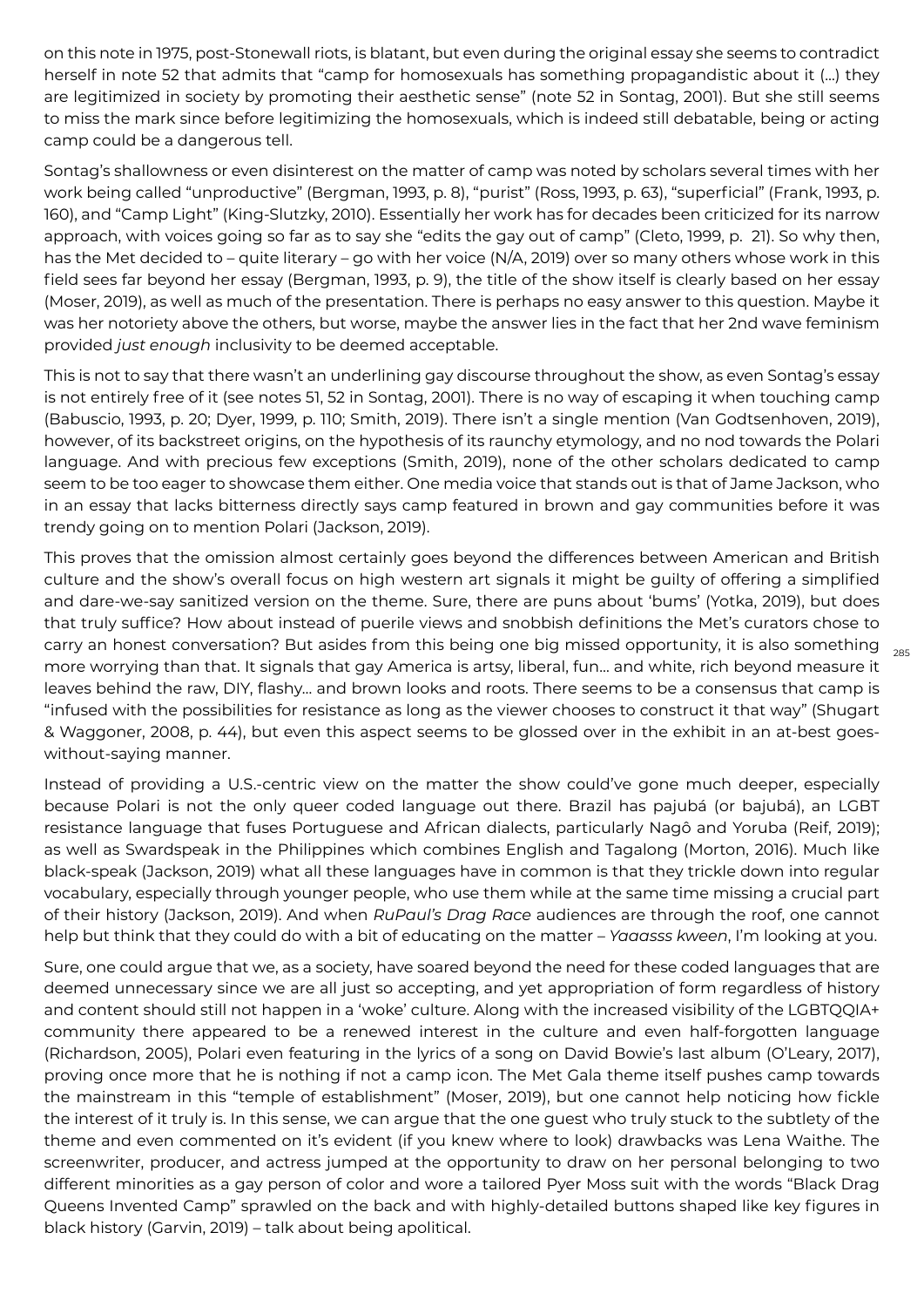on this note in 1975, post-Stonewall riots, is blatant, but even during the original essay she seems to contradict herself in note 52 that admits that "camp for homosexuals has something propagandistic about it (…) they are legitimized in society by promoting their aesthetic sense" (note 52 in Sontag, 2001). But she still seems to miss the mark since before legitimizing the homosexuals, which is indeed still debatable, being or acting camp could be a dangerous tell.

Sontag's shallowness or even disinterest on the matter of camp was noted by scholars several times with her work being called "unproductive" (Bergman, 1993, p. 8), "purist" (Ross, 1993, p. 63), "superficial" (Frank, 1993, p. 160), and "Camp Light" (King-Slutzky, 2010). Essentially her work has for decades been criticized for its narrow approach, with voices going so far as to say she "edits the gay out of camp" (Cleto, 1999, p. 21). So why then, has the Met decided to – quite literary – go with her voice (N/A, 2019) over so many others whose work in this field sees far beyond her essay (Bergman, 1993, p. 9), the title of the show itself is clearly based on her essay (Moser, 2019), as well as much of the presentation. There is perhaps no easy answer to this question. Maybe it was her notoriety above the others, but worse, maybe the answer lies in the fact that her 2nd wave feminism provided *just enough* inclusivity to be deemed acceptable.

This is not to say that there wasn't an underlining gay discourse throughout the show, as even Sontag's essay is not entirely free of it (see notes 51, 52 in Sontag, 2001). There is no way of escaping it when touching camp (Babuscio, 1993, p. 20; Dyer, 1999, p. 110; Smith, 2019). There isn't a single mention (Van Godtsenhoven, 2019), however, of its backstreet origins, on the hypothesis of its raunchy etymology, and no nod towards the Polari language. And with precious few exceptions (Smith, 2019), none of the other scholars dedicated to camp seem to be too eager to showcase them either. One media voice that stands out is that of Jame Jackson, who in an essay that lacks bitterness directly says camp featured in brown and gay communities before it was trendy going on to mention Polari (Jackson, 2019).

This proves that the omission almost certainly goes beyond the differences between American and British culture and the show's overall focus on high western art signals it might be guilty of offering a simplified and dare-we-say sanitized version on the theme. Sure, there are puns about 'bums' (Yotka, 2019), but does that truly suffice? How about instead of puerile views and snobbish definitions the Met's curators chose to carry an honest conversation? But asides from this being one big missed opportunity, it is also something more worrying than that. It signals that gay America is artsy, liberal, fun… and white, rich beyond measure it leaves behind the raw, DIY, flashy… and brown looks and roots. There seems to be a consensus that camp is "infused with the possibilities for resistance as long as the viewer chooses to construct it that way" (Shugart & Waggoner, 2008, p. 44), but even this aspect seems to be glossed over in the exhibit in an at-best goes-without-saying manner.

Instead of providing a U.S.-centric view on the matter the show could've gone much deeper, especially because Polari is not the only queer coded language out there. Brazil has pajubá (or bajubá), an LGBT resistance language that fuses Portuguese and African dialects, particularly Nagô and Yoruba (Reif, 2019); as well as Swardspeak in the Philippines which combines English and Tagalong (Morton, 2016). Much like black-speak (Jackson, 2019) what all these languages have in common is that they trickle down into regular vocabulary, especially through younger people, who use them while at the same time missing a crucial part of their history (Jackson, 2019). And when *RuPaul's Drag Race* audiences are through the roof, one cannot help but think that they could do with a bit of educating on the matter – *Yaaasss kween*, I'm looking at you.

Sure, one could argue that we, as a society, have soared beyond the need for these coded languages that are deemed unnecessary since we are all just so accepting, and yet appropriation of form regardless of history and content should still not happen in a 'woke' culture. Along with the increased visibility of the LGBTQQIA+ community there appeared to be a renewed interest in the culture and even half-forgotten language (Richardson, 2005), Polari even featuring in the lyrics of a song on David Bowie's last album (O'Leary, 2017), proving once more that he is nothing if not a camp icon. The Met Gala theme itself pushes camp towards the mainstream in this "temple of establishment" (Moser, 2019), but one cannot help noticing how fickle the interest of it truly is. In this sense, we can argue that the one guest who truly stuck to the subtlety of the theme and even commented on it's evident (if you knew where to look) drawbacks was Lena Waithe. The screenwriter, producer, and actress jumped at the opportunity to draw on her personal belonging to two different minorities as a gay person of color and wore a tailored Pyer Moss suit with the words "Black Drag Queens Invented Camp" sprawled on the back and with highly-detailed buttons shaped like key figures in black history (Garvin, 2019) – talk about being apolitical.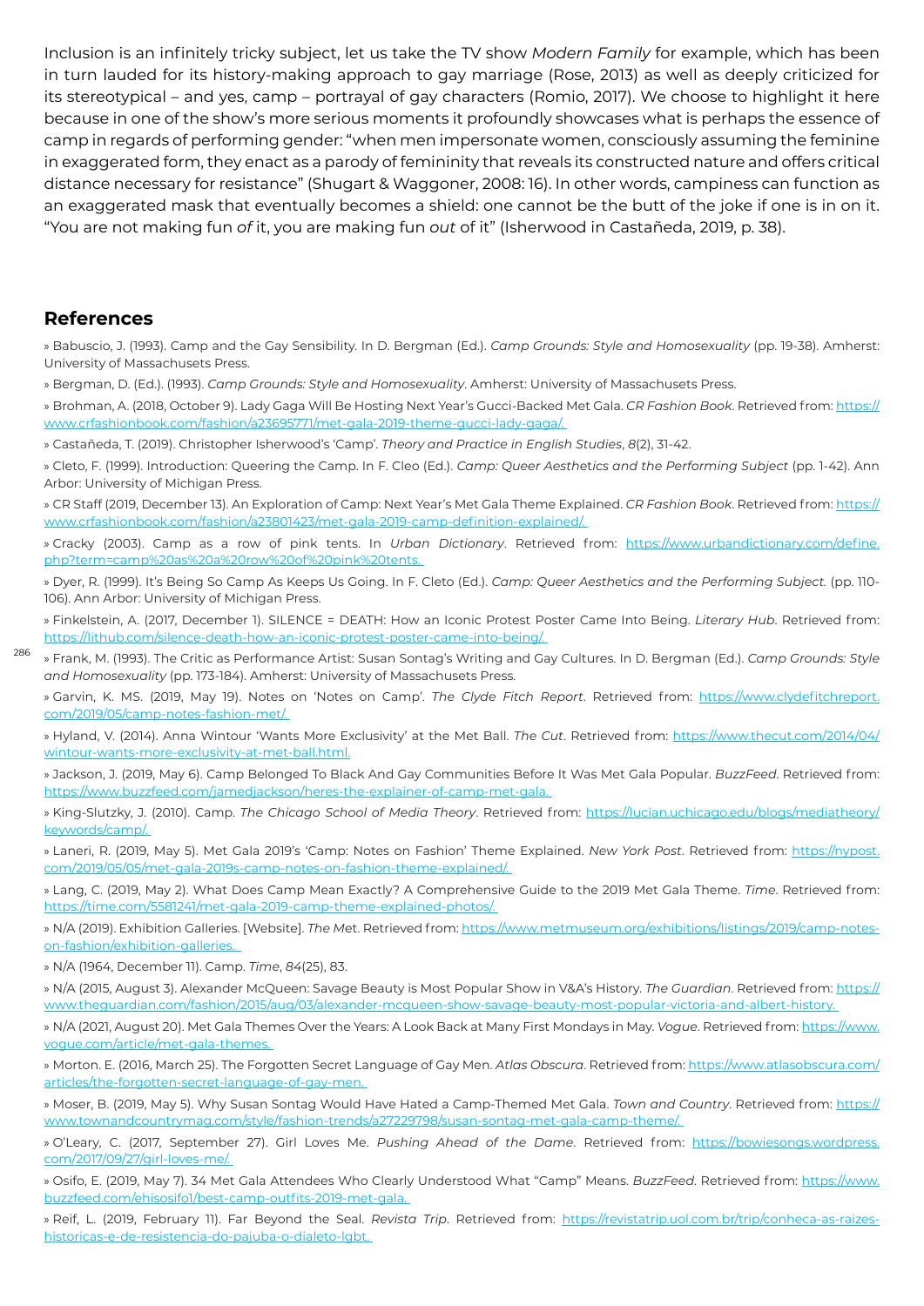Inclusion is an infinitely tricky subject, let us take the TV show *Modern Family* for example, which has been in turn lauded for its history-making approach to gay marriage (Rose, 2013) as well as deeply criticized for its stereotypical – and yes, camp – portrayal of gay characters (Romio, 2017). We choose to highlight it here because in one of the show's more serious moments it profoundly showcases what is perhaps the essence of camp in regards of performing gender: "when men impersonate women, consciously assuming the feminine in exaggerated form, they enact as a parody of femininity that reveals its constructed nature and offers critical distance necessary for resistance" (Shugart & Waggoner, 2008: 16). In other words, campiness can function as an exaggerated mask that eventually becomes a shield: one cannot be the butt of the joke if one is in on it. "You are not making fun *of* it, you are making fun *out* of it" (Isherwood in Castañeda, 2019, p. 38).

## References

» Babuscio, J. (1993). Camp and the Gay Sensibility. In D. Bergman (Ed.). *Camp Grounds: Style and Homosexuality* (pp. 19-38). Amherst: University of Massachusets Press.

» Bergman, D. (Ed.). (1993). *Camp Grounds: Style and Homosexuality*. Amherst: University of Massachusets Press.

» Brohman, A. (2018, October 9). Lady Gaga Will Be Hosting Next Year's Gucci-Backed Met Gala. *CR Fashion Book*. Retrieved from: https://www.crfashionbook.com/fashion/a23695771/met-gala-2019-theme-gucci-lady-gaga/.

» Castañeda, T. (2019). Christopher Isherwood's 'Camp'. *Theory and Practice in English Studies*, *8*(2), 31-42.

» Cleto, F. (1999). Introduction: Queering the Camp. In F. Cleo (Ed.). *Camp: Queer Aesthetics and the Performing Subject* (pp. 1-42). Ann Arbor: University of Michigan Press.

» CR Staff (2019, December 13). An Exploration of Camp: Next Year's Met Gala Theme Explained. *CR Fashion Book*. Retrieved from: https://www.crfashionbook.com/fashion/a23801423/met-gala-2019-camp-definition-explained/.

» Cracky (2003). Camp as a row of pink tents. In *Urban Dictionary*. Retrieved from: https://www.urbandictionary.com/define.php?term=camp%20as%20a%20row%20of%20pink%20tents.

» Dyer, R. (1999). It's Being So Camp As Keeps Us Going. In F. Cleto (Ed.). *Camp: Queer Aesthetics and the Performing Subject.* (pp. 110-106). Ann Arbor: University of Michigan Press.

» Finkelstein, A. (2017, December 1). SILENCE = DEATH: How an Iconic Protest Poster Came Into Being. *Literary Hub*. Retrieved from: https://lithub.com/silence-death-how-an-iconic-protest-poster-came-into-being/.

» Frank, M. (1993). The Critic as Performance Artist: Susan Sontag's Writing and Gay Cultures. In D. Bergman (Ed.). *Camp Grounds: Style and Homosexuality* (pp. 173-184). Amherst: University of Massachusets Press.

» Garvin, K. MS. (2019, May 19). Notes on 'Notes on Camp'. *The Clyde Fitch Report*. Retrieved from: https://www.clydefitchreport.com/2019/05/camp-notes-fashion-met/.

» Hyland, V. (2014). Anna Wintour 'Wants More Exclusivity' at the Met Ball. *The Cut*. Retrieved from: https://www.thecut.com/2014/04/wintour-wants-more-exclusivity-at-met-ball.html.

» Jackson, J. (2019, May 6). Camp Belonged To Black And Gay Communities Before It Was Met Gala Popular. *BuzzFeed*. Retrieved from: https://www.buzzfeed.com/jamedjackson/heres-the-explainer-of-camp-met-gala.

» King-Slutzky, J. (2010). Camp. *The Chicago School of Media Theory*. Retrieved from: https://lucian.uchicago.edu/blogs/mediatheory/keywords/camp/.

» Laneri, R. (2019, May 5). Met Gala 2019's 'Camp: Notes on Fashion' Theme Explained. *New York Post*. Retrieved from: https://nypost.com/2019/05/05/met-gala-2019s-camp-notes-on-fashion-theme-explained/.

» Lang, C. (2019, May 2). What Does Camp Mean Exactly? A Comprehensive Guide to the 2019 Met Gala Theme. *Time*. Retrieved from: https://time.com/5581241/met-gala-2019-camp-theme-explained-photos/.

» N/A (2019). Exhibition Galleries. [Website]. *The Met*. Retrieved from: https://www.metmuseum.org/exhibitions/listings/2019/camp-notes-on-fashion/exhibition-galleries.

» N/A (1964, December 11). Camp. *Time*, *84*(25), 83.

» N/A (2015, August 3). Alexander McQueen: Savage Beauty is Most Popular Show in V&A's History. *The Guardian*. Retrieved from: https://www.theguardian.com/fashion/2015/aug/03/alexander-mcqueen-show-savage-beauty-most-popular-victoria-and-albert-history.

» N/A (2021, August 20). Met Gala Themes Over the Years: A Look Back at Many First Mondays in May. *Vogue*. Retrieved from: https://www.vogue.com/article/met-gala-themes.

» Morton. E. (2016, March 25). The Forgotten Secret Language of Gay Men. *Atlas Obscura*. Retrieved from: https://www.atlasobscura.com/articles/the-forgotten-secret-language-of-gay-men.

» Moser, B. (2019, May 5). Why Susan Sontag Would Have Hated a Camp-Themed Met Gala. *Town and Country*. Retrieved from: https://www.townandcountrymag.com/style/fashion-trends/a27229798/susan-sontag-met-gala-camp-theme/.

» O'Leary, C. (2017, September 27). Girl Loves Me. *Pushing Ahead of the Dame*. Retrieved from: https://bowiesongs.wordpress.com/2017/09/27/girl-loves-me/.

» Osifo, E. (2019, May 7). 34 Met Gala Attendees Who Clearly Understood What "Camp" Means. *BuzzFeed*. Retrieved from: https://www.buzzfeed.com/ehisosifo1/best-camp-outfits-2019-met-gala.

» Reif, L. (2019, February 11). Far Beyond the Seal. *Revista Trip*. Retrieved from: https://revistatrip.uol.com.br/trip/conheca-as-raizes-historicas-e-de-resistencia-do-pajuba-o-dialeto-lgbt.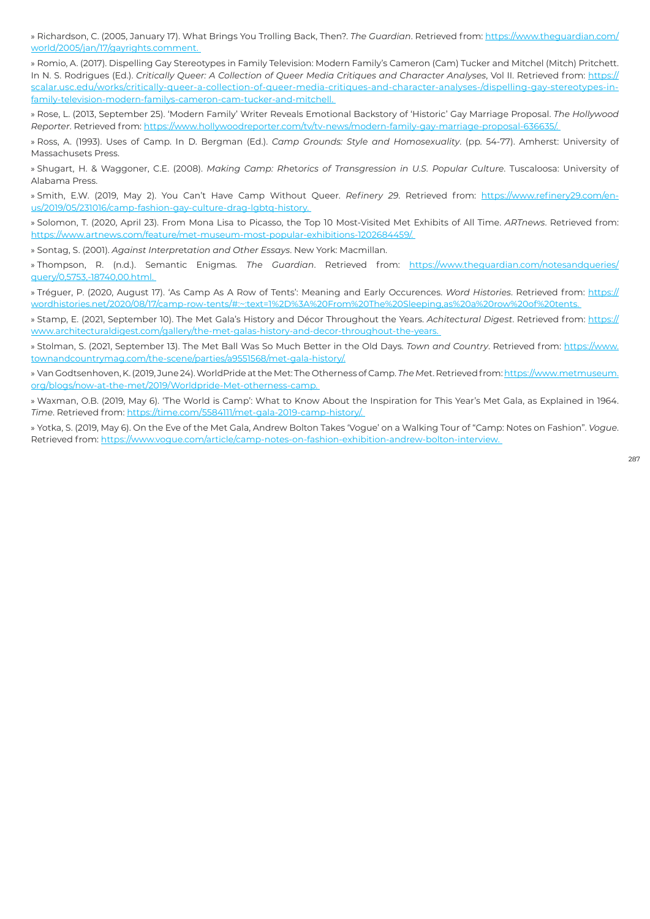» Richardson, C. (2005, January 17). What Brings You Trolling Back, Then?. *The Guardian*. Retrieved from: https://www.theguardian.com/world/2005/jan/17/gayrights.comment.

» Romio, A. (2017). Dispelling Gay Stereotypes in Family Television: Modern Family's Cameron (Cam) Tucker and Mitchel (Mitch) Pritchett. In N. S. Rodrigues (Ed.). *Critically Queer: A Collection of Queer Media Critiques and Character Analyses*, Vol II. Retrieved from: https://scalar.usc.edu/works/critically-queer-a-collection-of-queer-media-critiques-and-character-analyses-/dispelling-gay-stereotypes-in-family-television-modern-familys-cameron-cam-tucker-and-mitchell.

» Rose, L. (2013, September 25). 'Modern Family' Writer Reveals Emotional Backstory of 'Historic' Gay Marriage Proposal. *The Hollywood Reporter*. Retrieved from: https://www.hollywoodreporter.com/tv/tv-news/modern-family-gay-marriage-proposal-636635/.

» Ross, A. (1993). Uses of Camp. In D. Bergman (Ed.). *Camp Grounds: Style and Homosexuality*. (pp. 54-77). Amherst: University of Massachusets Press.

» Shugart, H. & Waggoner, C.E. (2008). *Making Camp: Rhetorics of Transgression in U.S. Popular Culture*. Tuscaloosa: University of Alabama Press.

» Smith, E.W. (2019, May 2). You Can't Have Camp Without Queer. *Refinery 29*. Retrieved from: https://www.refinery29.com/en-us/2019/05/231016/camp-fashion-gay-culture-drag-lgbtq-history.

» Solomon, T. (2020, April 23). From Mona Lisa to Picasso, the Top 10 Most-Visited Met Exhibits of All Time. *ARTnews*. Retrieved from: https://www.artnews.com/feature/met-museum-most-popular-exhibitions-1202684459/.

» Sontag, S. (2001). *Against Interpretation and Other Essays*. New York: Macmillan.

» Thompson, R. (n.d.). Semantic Enigmas. *The Guardian*. Retrieved from: https://www.theguardian.com/notesandqueries/query/0,5753,-18740,00.html.

» Tréguer, P. (2020, August 17). 'As Camp As A Row of Tents': Meaning and Early Occurences. *Word Histories*. Retrieved from: https://wordhistories.net/2020/08/17/camp-row-tents/#:~:text=1%2D%3A%20From%20The%20Sleeping,as%20a%20row%20of%20tents.

» Stamp, E. (2021, September 10). The Met Gala's History and Décor Throughout the Years. *Achitectural Digest*. Retrieved from: https://www.architecturaldigest.com/gallery/the-met-galas-history-and-decor-throughout-the-years.

» Stolman, S. (2021, September 13). The Met Ball Was So Much Better in the Old Days. *Town and Country*. Retrieved from: https://www.townandcountrymag.com/the-scene/parties/a9551568/met-gala-history/.

» Van Godtsenhoven, K. (2019, June 24). WorldPride at the Met: The Otherness of Camp. *The Met*. Retrieved from: https://www.metmuseum.org/blogs/now-at-the-met/2019/Worldpride-Met-otherness-camp.

» Waxman, O.B. (2019, May 6). 'The World is Camp': What to Know About the Inspiration for This Year's Met Gala, as Explained in 1964. *Time*. Retrieved from: https://time.com/5584111/met-gala-2019-camp-history/.

» Yotka, S. (2019, May 6). On the Eve of the Met Gala, Andrew Bolton Takes 'Vogue' on a Walking Tour of "Camp: Notes on Fashion". *Vogue*. Retrieved from: https://www.vogue.com/article/camp-notes-on-fashion-exhibition-andrew-bolton-interview.